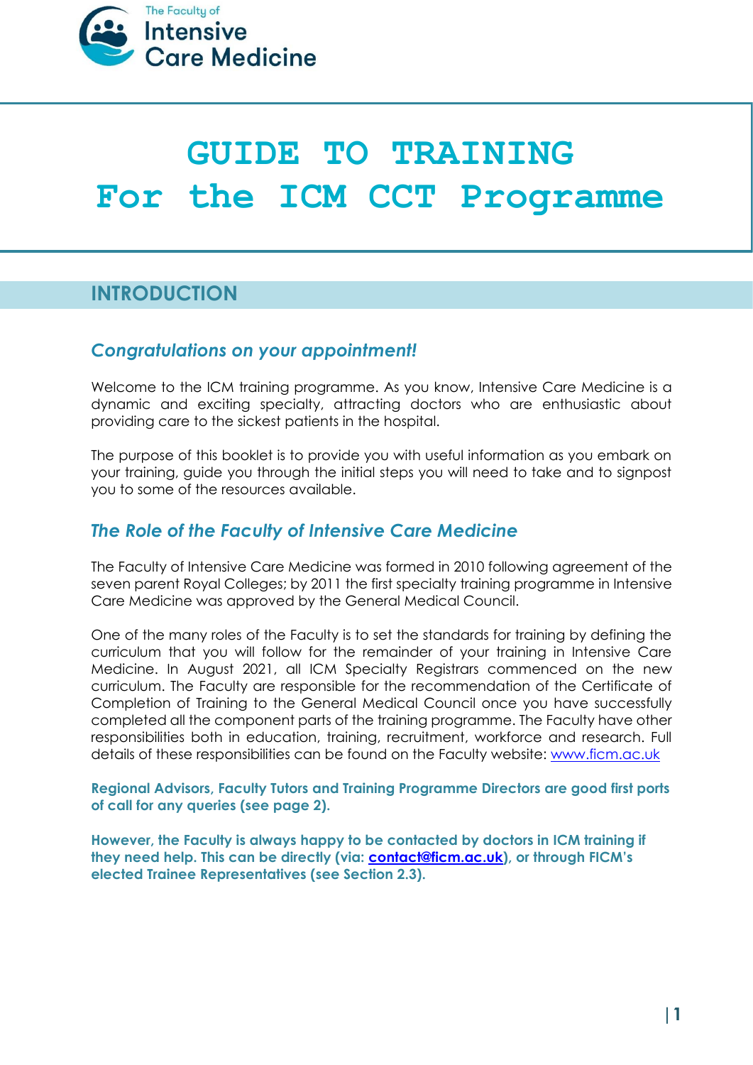The Faculty of
Intensive
Care Medicine

# GUIDE TO TRAINING
# For the ICM CCT Programme

## INTRODUCTION

### *Congratulations on your appointment!*

Welcome to the ICM training programme. As you know, Intensive Care Medicine is a dynamic and exciting specialty, attracting doctors who are enthusiastic about providing care to the sickest patients in the hospital.

The purpose of this booklet is to provide you with useful information as you embark on your training, guide you through the initial steps you will need to take and to signpost you to some of the resources available.

### *The Role of the Faculty of Intensive Care Medicine*

The Faculty of Intensive Care Medicine was formed in 2010 following agreement of the seven parent Royal Colleges; by 2011 the first specialty training programme in Intensive Care Medicine was approved by the General Medical Council.

One of the many roles of the Faculty is to set the standards for training by defining the curriculum that you will follow for the remainder of your training in Intensive Care Medicine. In August 2021, all ICM Specialty Registrars commenced on the new curriculum. The Faculty are responsible for the recommendation of the Certificate of Completion of Training to the General Medical Council once you have successfully completed all the component parts of the training programme. The Faculty have other responsibilities both in education, training, recruitment, workforce and research. Full details of these responsibilities can be found on the Faculty website: www.ficm.ac.uk

**Regional Advisors, Faculty Tutors and Training Programme Directors are good first ports of call for any queries (see page 2).**

**However, the Faculty is always happy to be contacted by doctors in ICM training if they need help. This can be directly (via: contact@ficm.ac.uk), or through FICM's elected Trainee Representatives (see Section 2.3).**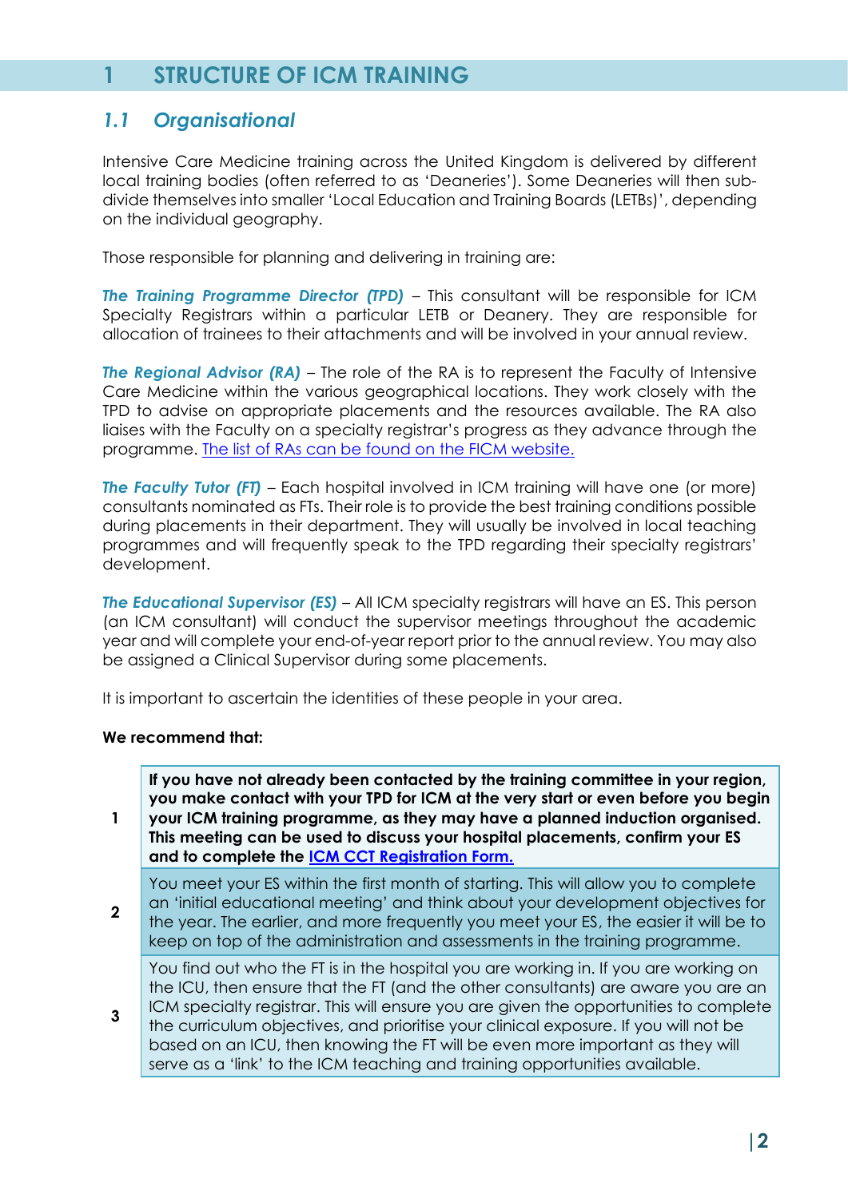# 1 STRUCTURE OF ICM TRAINING

## 1.1 Organisational

Intensive Care Medicine training across the United Kingdom is delivered by different local training bodies (often referred to as 'Deaneries'). Some Deaneries will then sub-divide themselves into smaller 'Local Education and Training Boards (LETBs)', depending on the individual geography.

Those responsible for planning and delivering in training are:

***The Training Programme Director (TPD)*** – This consultant will be responsible for ICM Specialty Registrars within a particular LETB or Deanery. They are responsible for allocation of trainees to their attachments and will be involved in your annual review.

***The Regional Advisor (RA)*** – The role of the RA is to represent the Faculty of Intensive Care Medicine within the various geographical locations. They work closely with the TPD to advise on appropriate placements and the resources available. The RA also liaises with the Faculty on a specialty registrar's progress as they advance through the programme. The list of RAs can be found on the FICM website.

***The Faculty Tutor (FT)*** – Each hospital involved in ICM training will have one (or more) consultants nominated as FTs. Their role is to provide the best training conditions possible during placements in their department. They will usually be involved in local teaching programmes and will frequently speak to the TPD regarding their specialty registrars' development.

***The Educational Supervisor (ES)*** – All ICM specialty registrars will have an ES. This person (an ICM consultant) will conduct the supervisor meetings throughout the academic year and will complete your end-of-year report prior to the annual review. You may also be assigned a Clinical Supervisor during some placements.

It is important to ascertain the identities of these people in your area.

**We recommend that:**

| | |
|---|---|
| 1 | **If you have not already been contacted by the training committee in your region, you make contact with your TPD for ICM at the very start or even before you begin your ICM training programme, as they may have a planned induction organised. This meeting can be used to discuss your hospital placements, confirm your ES and to complete the ICM CCT Registration Form.** |
| 2 | You meet your ES within the first month of starting. This will allow you to complete an 'initial educational meeting' and think about your development objectives for the year. The earlier, and more frequently you meet your ES, the easier it will be to keep on top of the administration and assessments in the training programme. |
| 3 | You find out who the FT is in the hospital you are working in. If you are working on the ICU, then ensure that the FT (and the other consultants) are aware you are an ICM specialty registrar. This will ensure you are given the opportunities to complete the curriculum objectives, and prioritise your clinical exposure. If you will not be based on an ICU, then knowing the FT will be even more important as they will serve as a 'link' to the ICM teaching and training opportunities available. |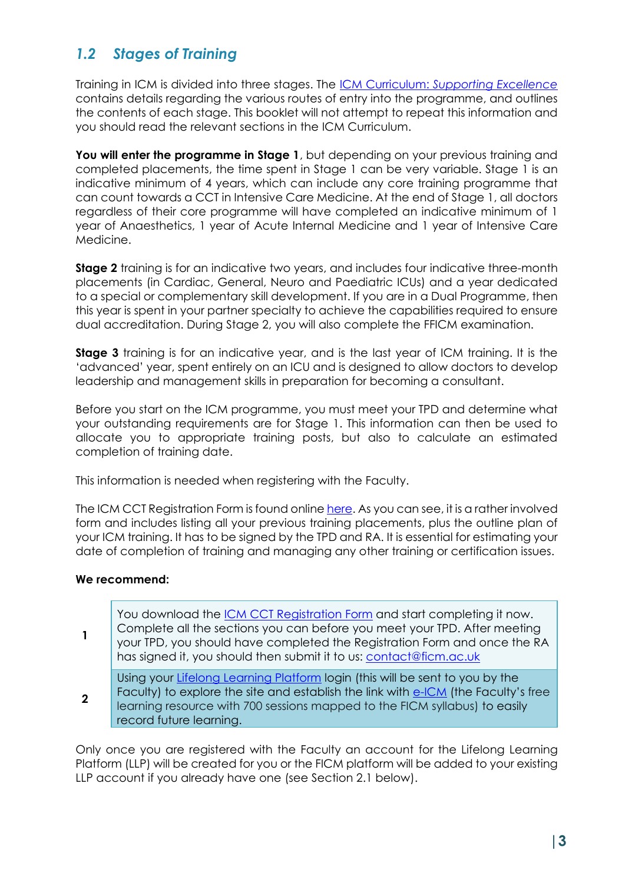## *1.2 Stages of Training*

Training in ICM is divided into three stages. The [ICM Curriculum: *Supporting Excellence*] contains details regarding the various routes of entry into the programme, and outlines the contents of each stage. This booklet will not attempt to repeat this information and you should read the relevant sections in the ICM Curriculum.

**You will enter the programme in Stage 1**, but depending on your previous training and completed placements, the time spent in Stage 1 can be very variable. Stage 1 is an indicative minimum of 4 years, which can include any core training programme that can count towards a CCT in Intensive Care Medicine. At the end of Stage 1, all doctors regardless of their core programme will have completed an indicative minimum of 1 year of Anaesthetics, 1 year of Acute Internal Medicine and 1 year of Intensive Care Medicine.

**Stage 2** training is for an indicative two years, and includes four indicative three-month placements (in Cardiac, General, Neuro and Paediatric ICUs) and a year dedicated to a special or complementary skill development. If you are in a Dual Programme, then this year is spent in your partner specialty to achieve the capabilities required to ensure dual accreditation. During Stage 2, you will also complete the FFICM examination.

**Stage 3** training is for an indicative year, and is the last year of ICM training. It is the 'advanced' year, spent entirely on an ICU and is designed to allow doctors to develop leadership and management skills in preparation for becoming a consultant.

Before you start on the ICM programme, you must meet your TPD and determine what your outstanding requirements are for Stage 1. This information can then be used to allocate you to appropriate training posts, but also to calculate an estimated completion of training date.

This information is needed when registering with the Faculty.

The ICM CCT Registration Form is found online here. As you can see, it is a rather involved form and includes listing all your previous training placements, plus the outline plan of your ICM training. It has to be signed by the TPD and RA. It is essential for estimating your date of completion of training and managing any other training or certification issues.

**We recommend:**

| | |
|---|---|
| 1 | You download the ICM CCT Registration Form and start completing it now. Complete all the sections you can before you meet your TPD. After meeting your TPD, you should have completed the Registration Form and once the RA has signed it, you should then submit it to us: contact@ficm.ac.uk |
| 2 | Using your Lifelong Learning Platform login (this will be sent to you by the Faculty) to explore the site and establish the link with e-ICM (the Faculty's free learning resource with 700 sessions mapped to the FICM syllabus) to easily record future learning. |

Only once you are registered with the Faculty an account for the Lifelong Learning Platform (LLP) will be created for you or the FICM platform will be added to your existing LLP account if you already have one (see Section 2.1 below).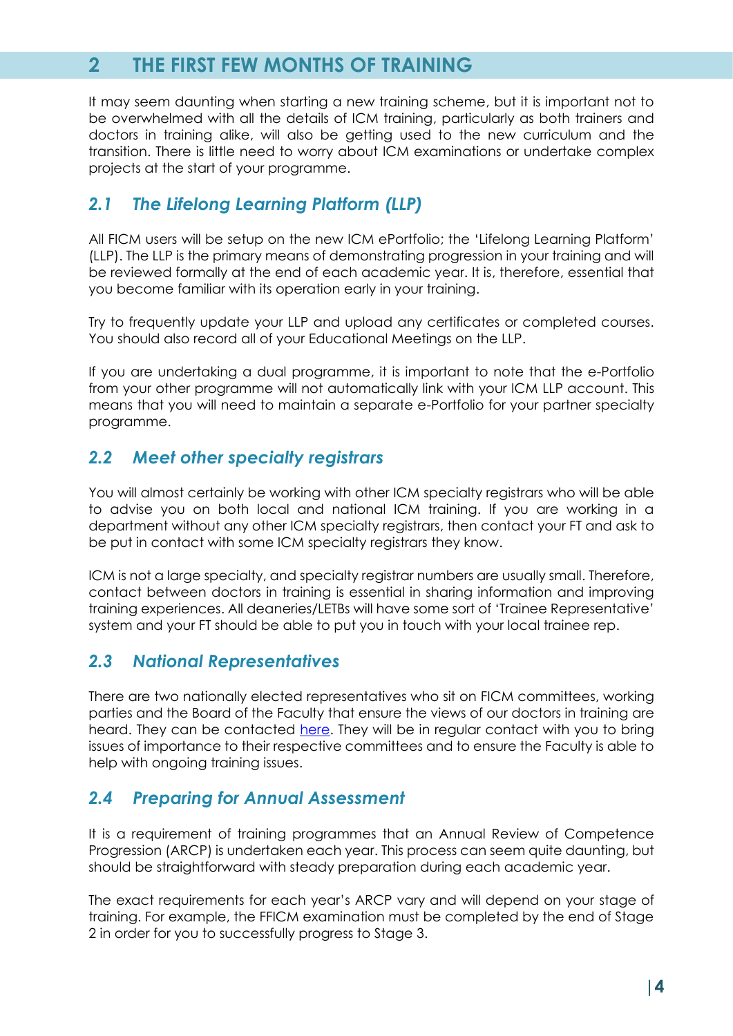## 2 THE FIRST FEW MONTHS OF TRAINING

It may seem daunting when starting a new training scheme, but it is important not to be overwhelmed with all the details of ICM training, particularly as both trainers and doctors in training alike, will also be getting used to the new curriculum and the transition. There is little need to worry about ICM examinations or undertake complex projects at the start of your programme.

### *2.1 The Lifelong Learning Platform (LLP)*

All FICM users will be setup on the new ICM ePortfolio; the 'Lifelong Learning Platform' (LLP). The LLP is the primary means of demonstrating progression in your training and will be reviewed formally at the end of each academic year. It is, therefore, essential that you become familiar with its operation early in your training.

Try to frequently update your LLP and upload any certificates or completed courses. You should also record all of your Educational Meetings on the LLP.

If you are undertaking a dual programme, it is important to note that the e-Portfolio from your other programme will not automatically link with your ICM LLP account. This means that you will need to maintain a separate e-Portfolio for your partner specialty programme.

### *2.2 Meet other specialty registrars*

You will almost certainly be working with other ICM specialty registrars who will be able to advise you on both local and national ICM training. If you are working in a department without any other ICM specialty registrars, then contact your FT and ask to be put in contact with some ICM specialty registrars they know.

ICM is not a large specialty, and specialty registrar numbers are usually small. Therefore, contact between doctors in training is essential in sharing information and improving training experiences. All deaneries/LETBs will have some sort of 'Trainee Representative' system and your FT should be able to put you in touch with your local trainee rep.

### *2.3 National Representatives*

There are two nationally elected representatives who sit on FICM committees, working parties and the Board of the Faculty that ensure the views of our doctors in training are heard. They can be contacted here. They will be in regular contact with you to bring issues of importance to their respective committees and to ensure the Faculty is able to help with ongoing training issues.

### *2.4 Preparing for Annual Assessment*

It is a requirement of training programmes that an Annual Review of Competence Progression (ARCP) is undertaken each year. This process can seem quite daunting, but should be straightforward with steady preparation during each academic year.

The exact requirements for each year's ARCP vary and will depend on your stage of training. For example, the FFICM examination must be completed by the end of Stage 2 in order for you to successfully progress to Stage 3.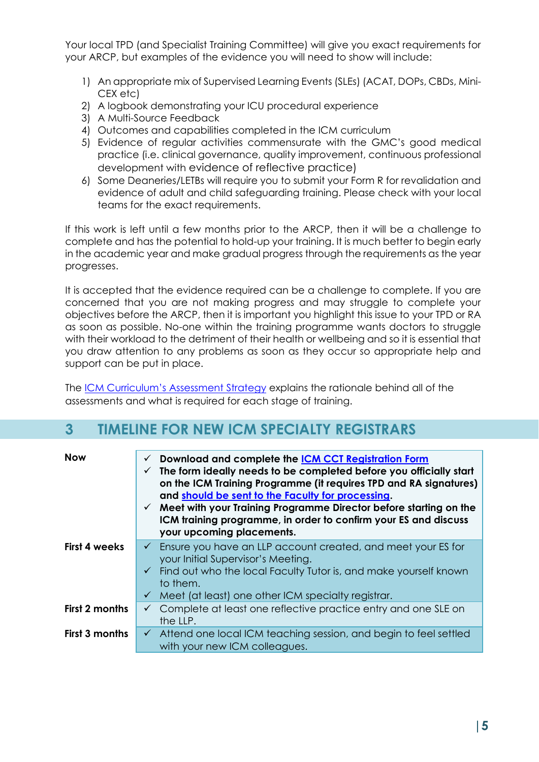Your local TPD (and Specialist Training Committee) will give you exact requirements for your ARCP, but examples of the evidence you will need to show will include:

1) An appropriate mix of Supervised Learning Events (SLEs) (ACAT, DOPs, CBDs, Mini-CEX etc)
2) A logbook demonstrating your ICU procedural experience
3) A Multi-Source Feedback
4) Outcomes and capabilities completed in the ICM curriculum
5) Evidence of regular activities commensurate with the GMC's good medical practice (i.e. clinical governance, quality improvement, continuous professional development with evidence of reflective practice)
6) Some Deaneries/LETBs will require you to submit your Form R for revalidation and evidence of adult and child safeguarding training. Please check with your local teams for the exact requirements.

If this work is left until a few months prior to the ARCP, then it will be a challenge to complete and has the potential to hold-up your training. It is much better to begin early in the academic year and make gradual progress through the requirements as the year progresses.

It is accepted that the evidence required can be a challenge to complete. If you are concerned that you are not making progress and may struggle to complete your objectives before the ARCP, then it is important you highlight this issue to your TPD or RA as soon as possible. No-one within the training programme wants doctors to struggle with their workload to the detriment of their health or wellbeing and so it is essential that you draw attention to any problems as soon as they occur so appropriate help and support can be put in place.

The ICM Curriculum's Assessment Strategy explains the rationale behind all of the assessments and what is required for each stage of training.

## 3 TIMELINE FOR NEW ICM SPECIALTY REGISTRARS

| | |
|---|---|
| **Now** | ✓ **Download and complete the ICM CCT Registration Form**<br>✓ **The form ideally needs to be completed before you officially start on the ICM Training Programme (it requires TPD and RA signatures) and should be sent to the Faculty for processing.**<br>✓ **Meet with your Training Programme Director before starting on the ICM training programme, in order to confirm your ES and discuss your upcoming placements.** |
| **First 4 weeks** | ✓ Ensure you have an LLP account created, and meet your ES for your Initial Supervisor's Meeting.<br>✓ Find out who the local Faculty Tutor is, and make yourself known to them.<br>✓ Meet (at least) one other ICM specialty registrar. |
| **First 2 months** | ✓ Complete at least one reflective practice entry and one SLE on the LLP. |
| **First 3 months** | ✓ Attend one local ICM teaching session, and begin to feel settled with your new ICM colleagues. |